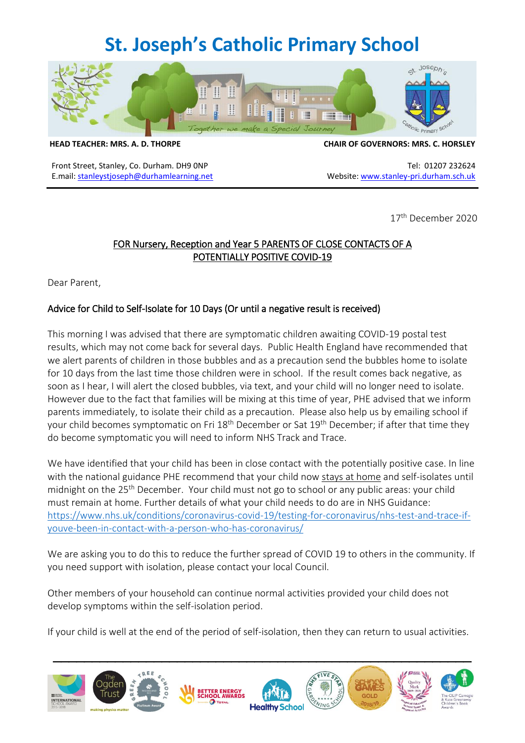# St. Joseph's Catholic Primary School

**HEAD TEACHER: MRS. A. D. THORPE** | **CHAIR OF GOVERNORS: MRS. C. HORSLEY**

Front Street, Stanley, Co. Durham. DH9 0NP
E.mail: stanleystjoseph@durhamlearning.net

Tel: 01207 232624
Website: www.stanley-pri.durham.sch.uk

17th December 2020

FOR Nursery, Reception and Year 5 PARENTS OF CLOSE CONTACTS OF A POTENTIALLY POSITIVE COVID-19

Dear Parent,

Advice for Child to Self-Isolate for 10 Days (Or until a negative result is received)

This morning I was advised that there are symptomatic children awaiting COVID-19 postal test results, which may not come back for several days. Public Health England have recommended that we alert parents of children in those bubbles and as a precaution send the bubbles home to isolate for 10 days from the last time those children were in school. If the result comes back negative, as soon as I hear, I will alert the closed bubbles, via text, and your child will no longer need to isolate. However due to the fact that families will be mixing at this time of year, PHE advised that we inform parents immediately, to isolate their child as a precaution. Please also help us by emailing school if your child becomes symptomatic on Fri 18th December or Sat 19th December; if after that time they do become symptomatic you will need to inform NHS Track and Trace.

We have identified that your child has been in close contact with the potentially positive case. In line with the national guidance PHE recommend that your child now stays at home and self-isolates until midnight on the 25th December. Your child must not go to school or any public areas: your child must remain at home. Further details of what your child needs to do are in NHS Guidance: https://www.nhs.uk/conditions/coronavirus-covid-19/testing-for-coronavirus/nhs-test-and-trace-if-youve-been-in-contact-with-a-person-who-has-coronavirus/

We are asking you to do this to reduce the further spread of COVID 19 to others in the community. If you need support with isolation, please contact your local Council.

Other members of your household can continue normal activities provided your child does not develop symptoms within the self-isolation period.

If your child is well at the end of the period of self-isolation, then they can return to usual activities.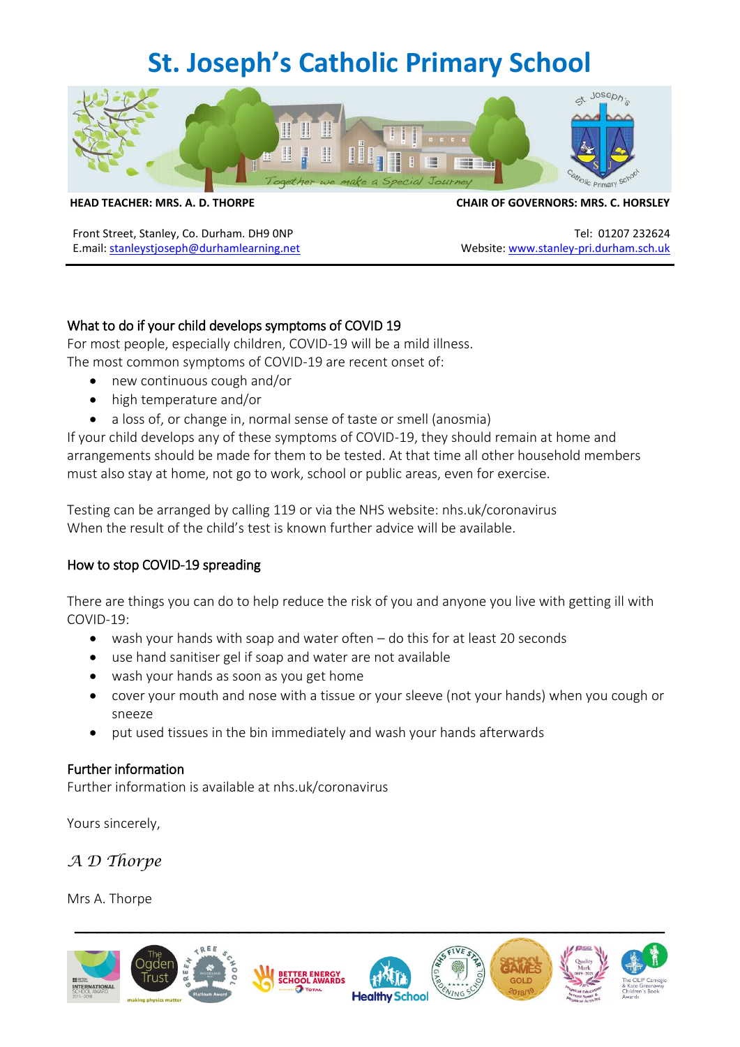# St. Joseph's Catholic Primary School

**HEAD TEACHER: MRS. A. D. THORPE** | **CHAIR OF GOVERNORS: MRS. C. HORSLEY**

Front Street, Stanley, Co. Durham. DH9 0NP
E.mail: stanleystjoseph@durhamlearning.net

Tel: 01207 232624
Website: www.stanley-pri.durham.sch.uk

## What to do if your child develops symptoms of COVID 19

For most people, especially children, COVID-19 will be a mild illness.
The most common symptoms of COVID-19 are recent onset of:

- new continuous cough and/or
- high temperature and/or
- a loss of, or change in, normal sense of taste or smell (anosmia)

If your child develops any of these symptoms of COVID-19, they should remain at home and arrangements should be made for them to be tested. At that time all other household members must also stay at home, not go to work, school or public areas, even for exercise.

Testing can be arranged by calling 119 or via the NHS website: nhs.uk/coronavirus
When the result of the child's test is known further advice will be available.

## How to stop COVID-19 spreading

There are things you can do to help reduce the risk of you and anyone you live with getting ill with COVID-19:

- wash your hands with soap and water often – do this for at least 20 seconds
- use hand sanitiser gel if soap and water are not available
- wash your hands as soon as you get home
- cover your mouth and nose with a tissue or your sleeve (not your hands) when you cough or sneeze
- put used tissues in the bin immediately and wash your hands afterwards

## Further information

Further information is available at nhs.uk/coronavirus

Yours sincerely,

*A D Thorpe*

Mrs A. Thorpe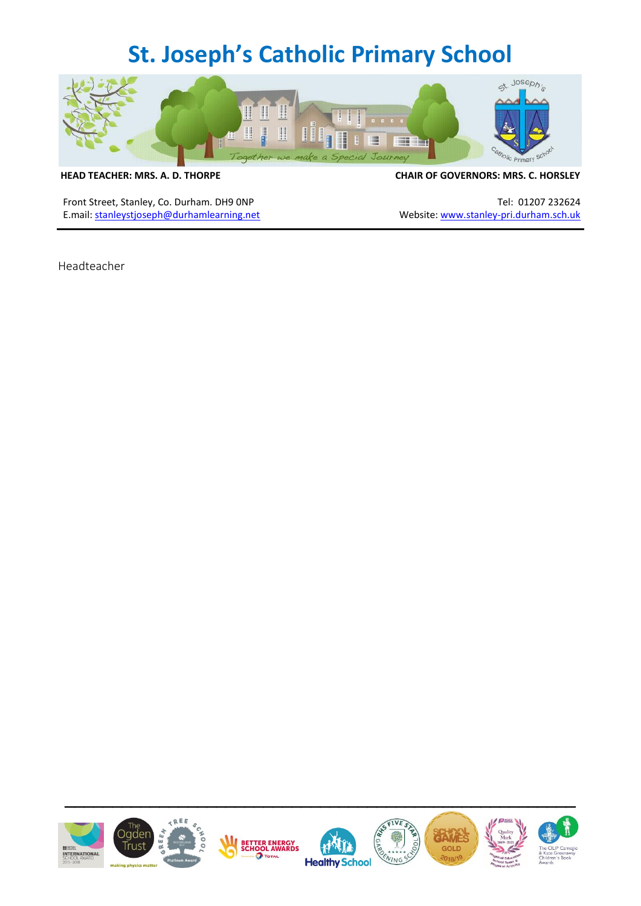# St. Joseph's Catholic Primary School

**HEAD TEACHER: MRS. A. D. THORPE**

**CHAIR OF GOVERNORS: MRS. C. HORSLEY**

Front Street, Stanley, Co. Durham. DH9 0NP
E.mail: stanleystjoseph@durhamlearning.net

Tel: 01207 232624
Website: www.stanley-pri.durham.sch.uk

Headteacher